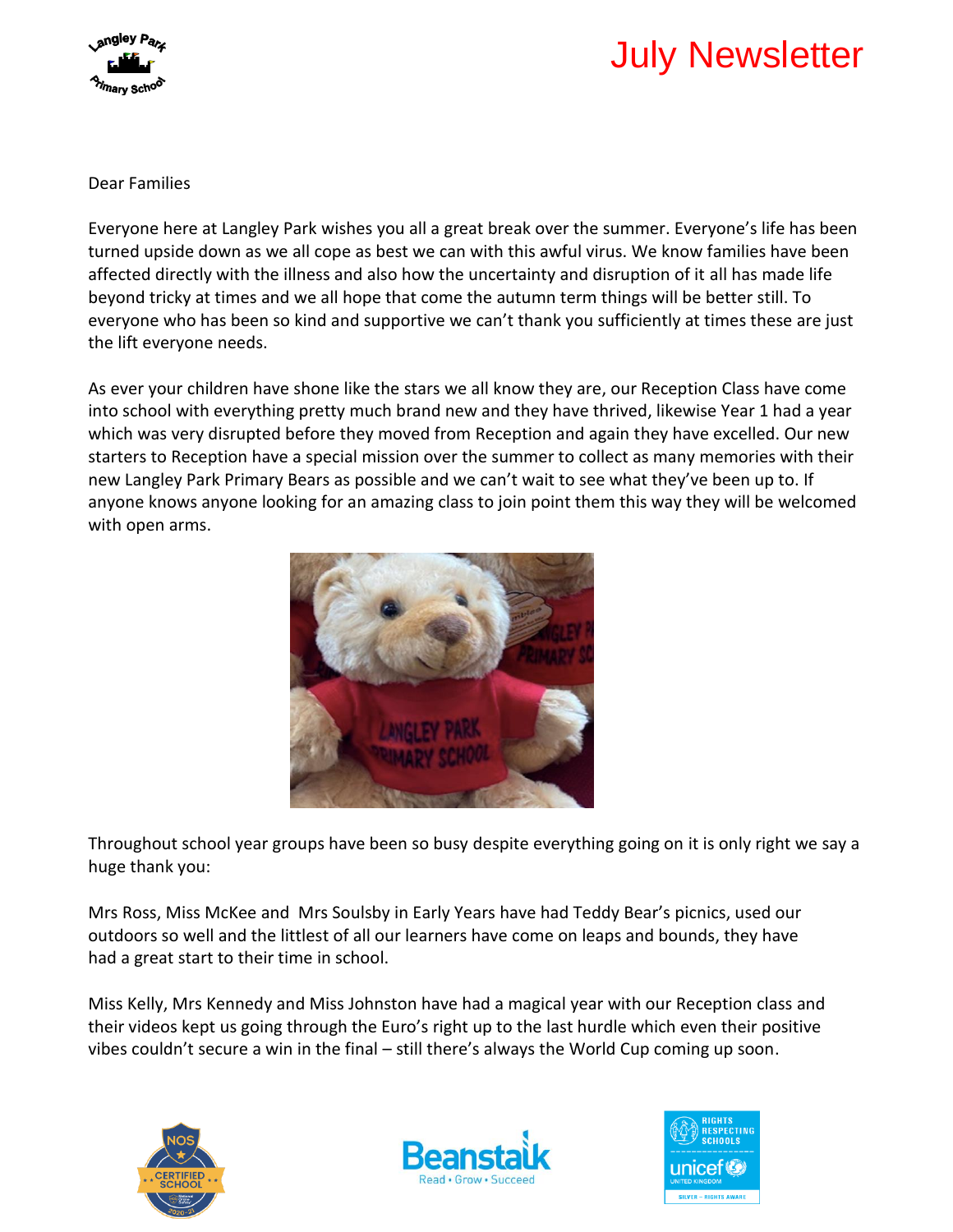# July Newsletter

Dear Families

Everyone here at Langley Park wishes you all a great break over the summer. Everyone's life has been turned upside down as we all cope as best we can with this awful virus. We know families have been affected directly with the illness and also how the uncertainty and disruption of it all has made life beyond tricky at times and we all hope that come the autumn term things will be better still. To everyone who has been so kind and supportive we can't thank you sufficiently at times these are just the lift everyone needs.

As ever your children have shone like the stars we all know they are, our Reception Class have come into school with everything pretty much brand new and they have thrived, likewise Year 1 had a year which was very disrupted before they moved from Reception and again they have excelled. Our new starters to Reception have a special mission over the summer to collect as many memories with their new Langley Park Primary Bears as possible and we can't wait to see what they've been up to. If anyone knows anyone looking for an amazing class to join point them this way they will be welcomed with open arms.

Throughout school year groups have been so busy despite everything going on it is only right we say a huge thank you:

Mrs Ross, Miss McKee and Mrs Soulsby in Early Years have had Teddy Bear's picnics, used our outdoors so well and the littlest of all our learners have come on leaps and bounds, they have had a great start to their time in school.

Miss Kelly, Mrs Kennedy and Miss Johnston have had a magical year with our Reception class and their videos kept us going through the Euro's right up to the last hurdle which even their positive vibes couldn't secure a win in the final – still there's always the World Cup coming up soon.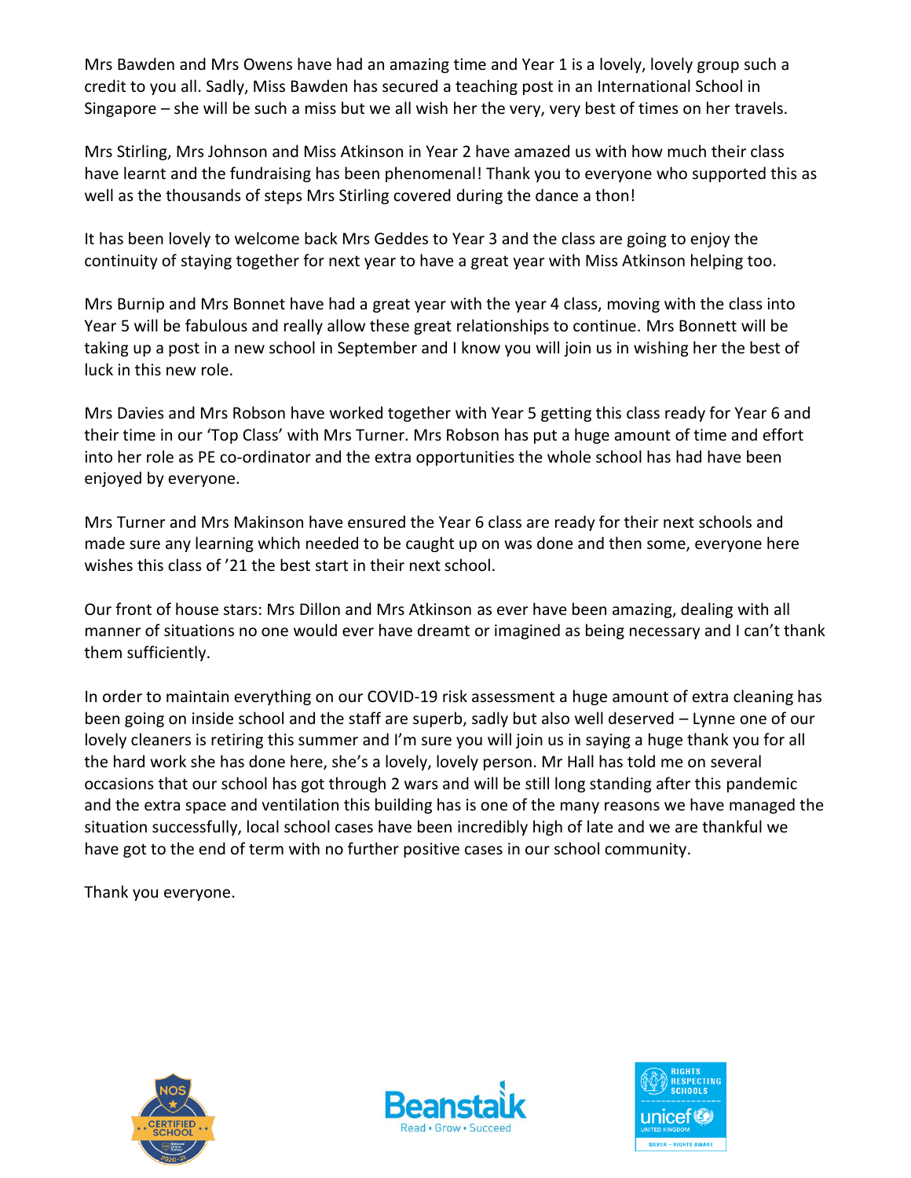Mrs Bawden and Mrs Owens have had an amazing time and Year 1 is a lovely, lovely group such a credit to you all. Sadly, Miss Bawden has secured a teaching post in an International School in Singapore – she will be such a miss but we all wish her the very, very best of times on her travels.

Mrs Stirling, Mrs Johnson and Miss Atkinson in Year 2 have amazed us with how much their class have learnt and the fundraising has been phenomenal! Thank you to everyone who supported this as well as the thousands of steps Mrs Stirling covered during the dance a thon!

It has been lovely to welcome back Mrs Geddes to Year 3 and the class are going to enjoy the continuity of staying together for next year to have a great year with Miss Atkinson helping too.

Mrs Burnip and Mrs Bonnet have had a great year with the year 4 class, moving with the class into Year 5 will be fabulous and really allow these great relationships to continue. Mrs Bonnett will be taking up a post in a new school in September and I know you will join us in wishing her the best of luck in this new role.

Mrs Davies and Mrs Robson have worked together with Year 5 getting this class ready for Year 6 and their time in our 'Top Class' with Mrs Turner. Mrs Robson has put a huge amount of time and effort into her role as PE co-ordinator and the extra opportunities the whole school has had have been enjoyed by everyone.

Mrs Turner and Mrs Makinson have ensured the Year 6 class are ready for their next schools and made sure any learning which needed to be caught up on was done and then some, everyone here wishes this class of '21 the best start in their next school.

Our front of house stars: Mrs Dillon and Mrs Atkinson as ever have been amazing, dealing with all manner of situations no one would ever have dreamt or imagined as being necessary and I can't thank them sufficiently.

In order to maintain everything on our COVID-19 risk assessment a huge amount of extra cleaning has been going on inside school and the staff are superb, sadly but also well deserved – Lynne one of our lovely cleaners is retiring this summer and I'm sure you will join us in saying a huge thank you for all the hard work she has done here, she's a lovely, lovely person. Mr Hall has told me on several occasions that our school has got through 2 wars and will be still long standing after this pandemic and the extra space and ventilation this building has is one of the many reasons we have managed the situation successfully, local school cases have been incredibly high of late and we are thankful we have got to the end of term with no further positive cases in our school community.

Thank you everyone.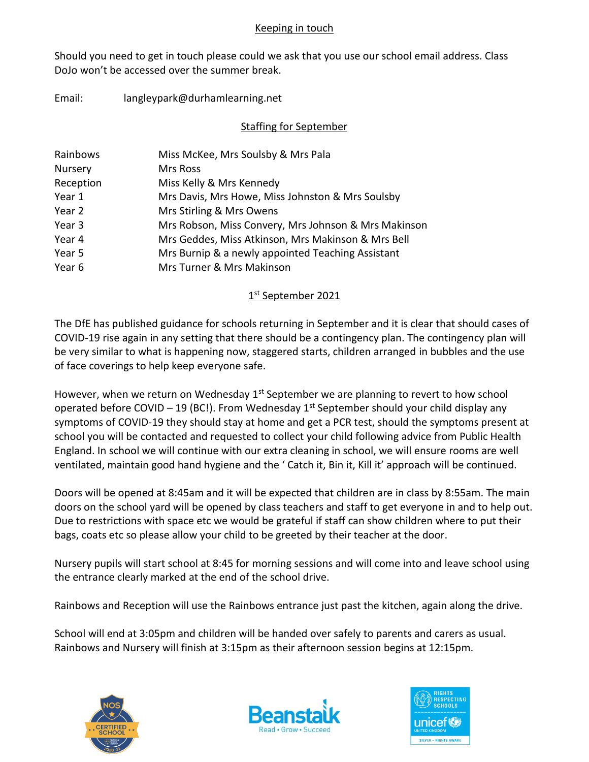## Keeping in touch

Should you need to get in touch please could we ask that you use our school email address. Class DoJo won't be accessed over the summer break.

Email: langleypark@durhamlearning.net

## Staffing for September

| | |
|---|---|
| Rainbows | Miss McKee, Mrs Soulsby & Mrs Pala |
| Nursery | Mrs Ross |
| Reception | Miss Kelly & Mrs Kennedy |
| Year 1 | Mrs Davis, Mrs Howe, Miss Johnston & Mrs Soulsby |
| Year 2 | Mrs Stirling & Mrs Owens |
| Year 3 | Mrs Robson, Miss Convery, Mrs Johnson & Mrs Makinson |
| Year 4 | Mrs Geddes, Miss Atkinson, Mrs Makinson & Mrs Bell |
| Year 5 | Mrs Burnip & a newly appointed Teaching Assistant |
| Year 6 | Mrs Turner & Mrs Makinson |

## 1st September 2021

The DfE has published guidance for schools returning in September and it is clear that should cases of COVID-19 rise again in any setting that there should be a contingency plan. The contingency plan will be very similar to what is happening now, staggered starts, children arranged in bubbles and the use of face coverings to help keep everyone safe.

However, when we return on Wednesday 1st September we are planning to revert to how school operated before COVID – 19 (BC!). From Wednesday 1st September should your child display any symptoms of COVID-19 they should stay at home and get a PCR test, should the symptoms present at school you will be contacted and requested to collect your child following advice from Public Health England. In school we will continue with our extra cleaning in school, we will ensure rooms are well ventilated, maintain good hand hygiene and the ' Catch it, Bin it, Kill it' approach will be continued.

Doors will be opened at 8:45am and it will be expected that children are in class by 8:55am. The main doors on the school yard will be opened by class teachers and staff to get everyone in and to help out. Due to restrictions with space etc we would be grateful if staff can show children where to put their bags, coats etc so please allow your child to be greeted by their teacher at the door.

Nursery pupils will start school at 8:45 for morning sessions and will come into and leave school using the entrance clearly marked at the end of the school drive.

Rainbows and Reception will use the Rainbows entrance just past the kitchen, again along the drive.

School will end at 3:05pm and children will be handed over safely to parents and carers as usual. Rainbows and Nursery will finish at 3:15pm as their afternoon session begins at 12:15pm.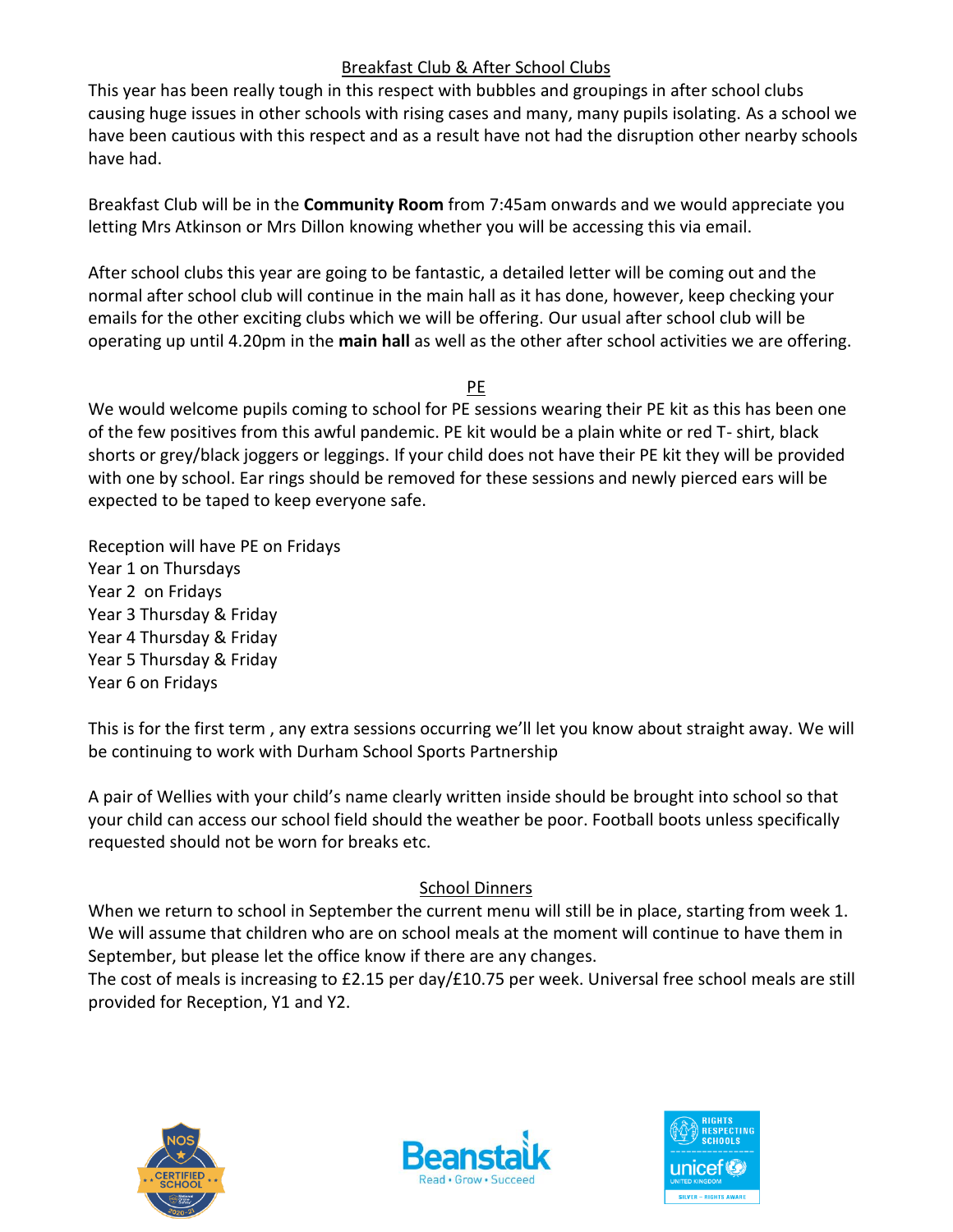## Breakfast Club & After School Clubs

This year has been really tough in this respect with bubbles and groupings in after school clubs causing huge issues in other schools with rising cases and many, many pupils isolating. As a school we have been cautious with this respect and as a result have not had the disruption other nearby schools have had.

Breakfast Club will be in the **Community Room** from 7:45am onwards and we would appreciate you letting Mrs Atkinson or Mrs Dillon knowing whether you will be accessing this via email.

After school clubs this year are going to be fantastic, a detailed letter will be coming out and the normal after school club will continue in the main hall as it has done, however, keep checking your emails for the other exciting clubs which we will be offering. Our usual after school club will be operating up until 4.20pm in the **main hall** as well as the other after school activities we are offering.

## PE

We would welcome pupils coming to school for PE sessions wearing their PE kit as this has been one of the few positives from this awful pandemic. PE kit would be a plain white or red T- shirt, black shorts or grey/black joggers or leggings. If your child does not have their PE kit they will be provided with one by school. Ear rings should be removed for these sessions and newly pierced ears will be expected to be taped to keep everyone safe.

Reception will have PE on Fridays
Year 1 on Thursdays
Year 2 on Fridays
Year 3 Thursday & Friday
Year 4 Thursday & Friday
Year 5 Thursday & Friday
Year 6 on Fridays

This is for the first term , any extra sessions occurring we'll let you know about straight away. We will be continuing to work with Durham School Sports Partnership

A pair of Wellies with your child's name clearly written inside should be brought into school so that your child can access our school field should the weather be poor. Football boots unless specifically requested should not be worn for breaks etc.

## School Dinners

When we return to school in September the current menu will still be in place, starting from week 1. We will assume that children who are on school meals at the moment will continue to have them in September, but please let the office know if there are any changes.

The cost of meals is increasing to £2.15 per day/£10.75 per week. Universal free school meals are still provided for Reception, Y1 and Y2.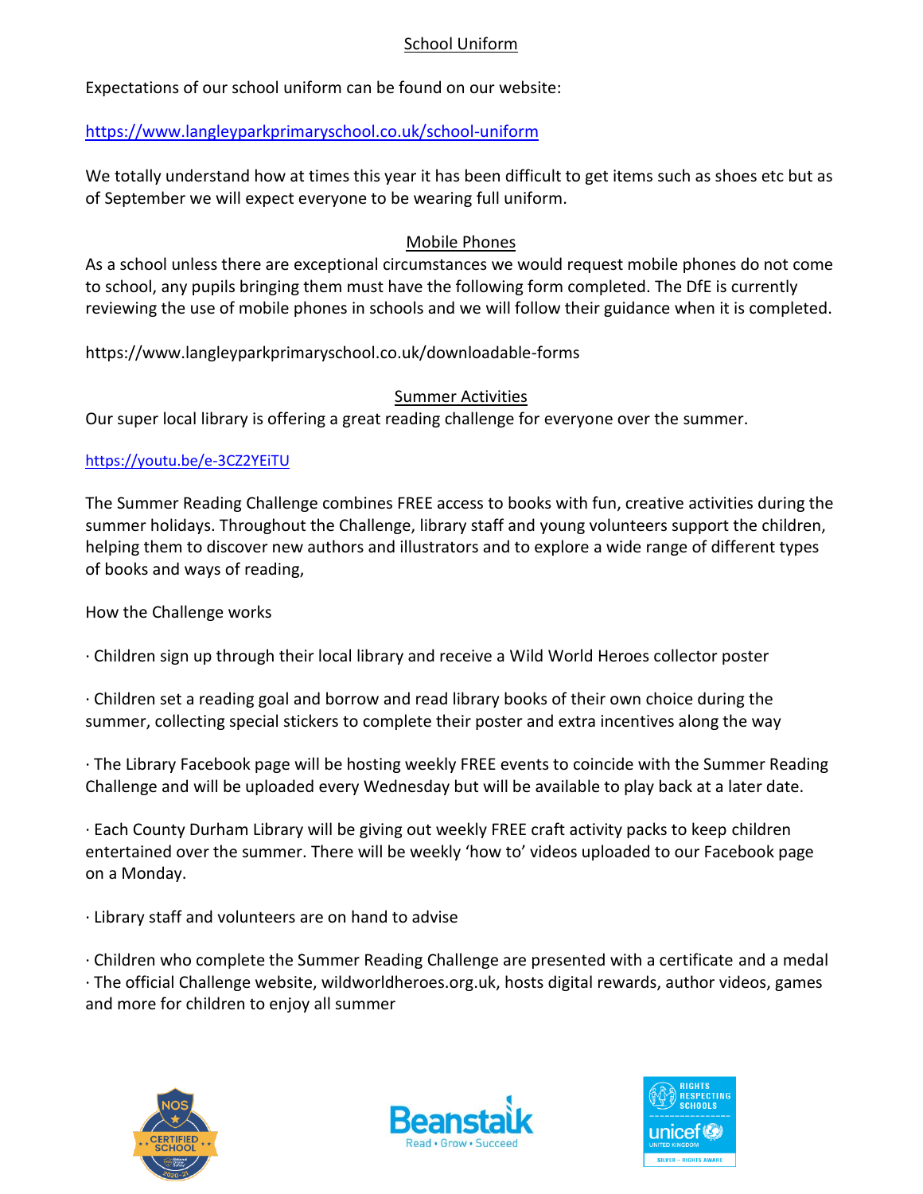## School Uniform

Expectations of our school uniform can be found on our website:

https://www.langleyparkprimaryschool.co.uk/school-uniform

We totally understand how at times this year it has been difficult to get items such as shoes etc but as of September we will expect everyone to be wearing full uniform.

## Mobile Phones

As a school unless there are exceptional circumstances we would request mobile phones do not come to school, any pupils bringing them must have the following form completed. The DfE is currently reviewing the use of mobile phones in schools and we will follow their guidance when it is completed.

https://www.langleyparkprimaryschool.co.uk/downloadable-forms

## Summer Activities

Our super local library is offering a great reading challenge for everyone over the summer.

https://youtu.be/e-3CZ2YEiTU

The Summer Reading Challenge combines FREE access to books with fun, creative activities during the summer holidays. Throughout the Challenge, library staff and young volunteers support the children, helping them to discover new authors and illustrators and to explore a wide range of different types of books and ways of reading,

How the Challenge works

- Children sign up through their local library and receive a Wild World Heroes collector poster
- Children set a reading goal and borrow and read library books of their own choice during the summer, collecting special stickers to complete their poster and extra incentives along the way
- The Library Facebook page will be hosting weekly FREE events to coincide with the Summer Reading Challenge and will be uploaded every Wednesday but will be available to play back at a later date.
- Each County Durham Library will be giving out weekly FREE craft activity packs to keep children entertained over the summer. There will be weekly 'how to' videos uploaded to our Facebook page on a Monday.
- Library staff and volunteers are on hand to advise
- Children who complete the Summer Reading Challenge are presented with a certificate and a medal
- The official Challenge website, wildworldheroes.org.uk, hosts digital rewards, author videos, games and more for children to enjoy all summer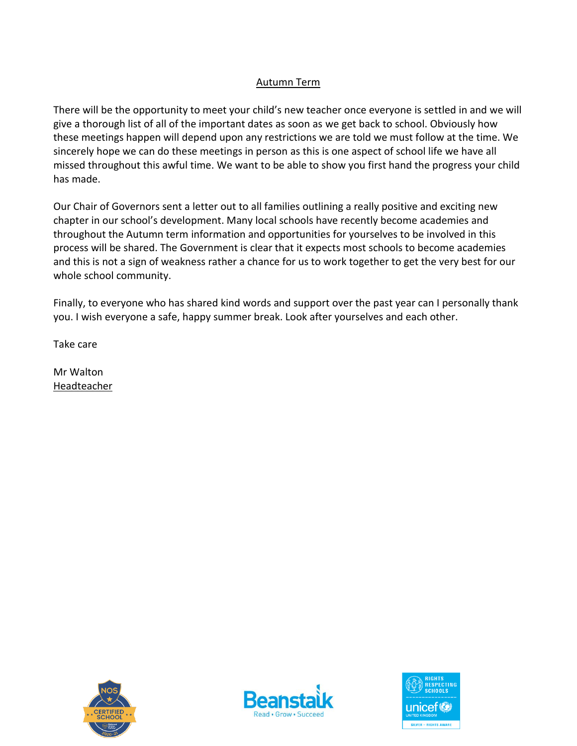## Autumn Term

There will be the opportunity to meet your child's new teacher once everyone is settled in and we will give a thorough list of all of the important dates as soon as we get back to school. Obviously how these meetings happen will depend upon any restrictions we are told we must follow at the time. We sincerely hope we can do these meetings in person as this is one aspect of school life we have all missed throughout this awful time. We want to be able to show you first hand the progress your child has made.

Our Chair of Governors sent a letter out to all families outlining a really positive and exciting new chapter in our school's development. Many local schools have recently become academies and throughout the Autumn term information and opportunities for yourselves to be involved in this process will be shared. The Government is clear that it expects most schools to become academies and this is not a sign of weakness rather a chance for us to work together to get the very best for our whole school community.

Finally, to everyone who has shared kind words and support over the past year can I personally thank you. I wish everyone a safe, happy summer break. Look after yourselves and each other.

Take care

Mr Walton
Headteacher